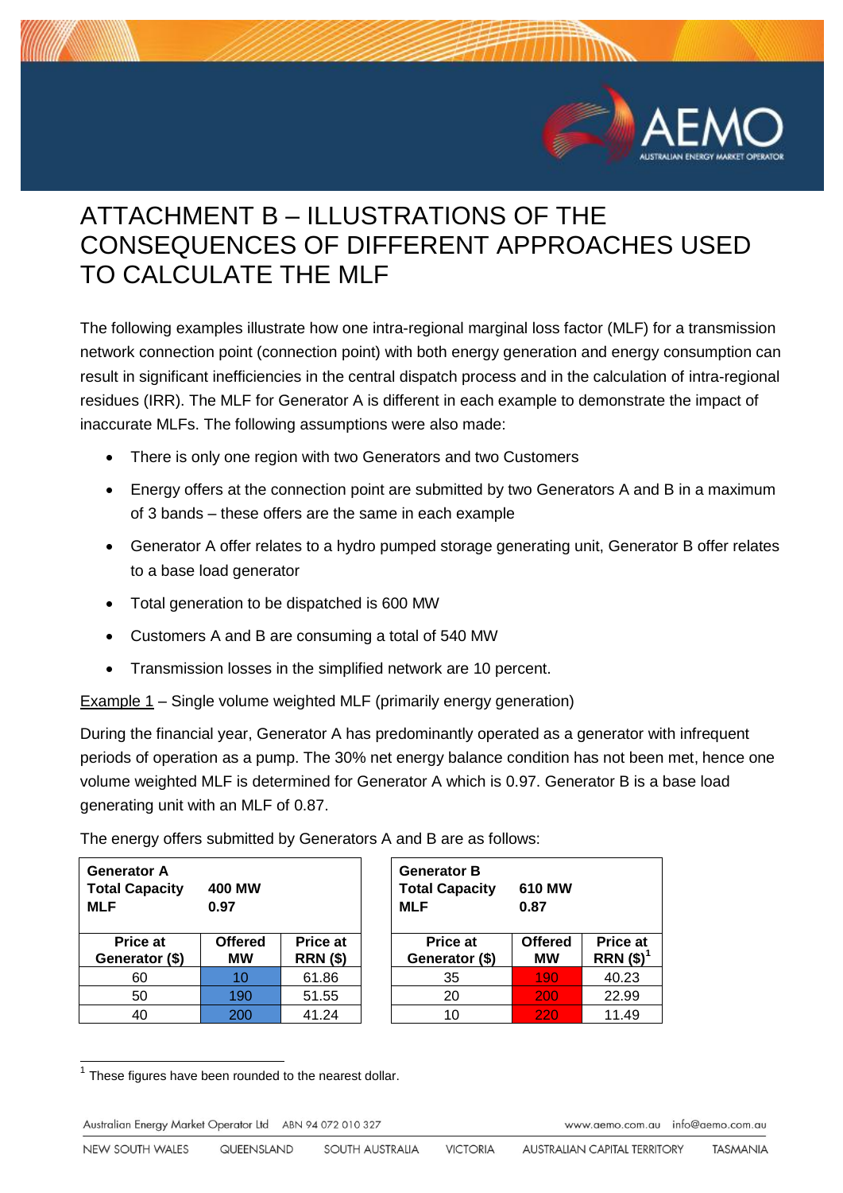# ATTACHMENT B – ILLUSTRATIONS OF THE CONSEQUENCES OF DIFFERENT APPROACHES USED TO CALCULATE THE MLF

The following examples illustrate how one intra-regional marginal loss factor (MLF) for a transmission network connection point (connection point) with both energy generation and energy consumption can result in significant inefficiencies in the central dispatch process and in the calculation of intra-regional residues (IRR). The MLF for Generator A is different in each example to demonstrate the impact of inaccurate MLFs. The following assumptions were also made:

- There is only one region with two Generators and two Customers
- Energy offers at the connection point are submitted by two Generators A and B in a maximum of 3 bands – these offers are the same in each example
- Generator A offer relates to a hydro pumped storage generating unit, Generator B offer relates to a base load generator
- Total generation to be dispatched is 600 MW
- Customers A and B are consuming a total of 540 MW
- Transmission losses in the simplified network are 10 percent.

Example 1 – Single volume weighted MLF (primarily energy generation)

During the financial year, Generator A has predominantly operated as a generator with infrequent periods of operation as a pump. The 30% net energy balance condition has not been met, hence one volume weighted MLF is determined for Generator A which is 0.97. Generator B is a base load generating unit with an MLF of 0.87.

The energy offers submitted by Generators A and B are as follows:

| **Generator A** | | |
|---|---|---|
| **Total Capacity** | **400 MW** | |
| **MLF** | **0.97** | |
| **Price at Generator ($)** | **Offered MW** | **Price at RRN ($)** |
| 60 | 10 | 61.86 |
| 50 | 190 | 51.55 |
| 40 | 200 | 41.24 |

| **Generator B** | | |
|---|---|---|
| **Total Capacity** | **610 MW** | |
| **MLF** | **0.87** | |
| **Price at Generator ($)** | **Offered MW** | **Price at RRN ($)**[1] |
| 35 | 190 | 40.23 |
| 20 | 200 | 22.99 |
| 10 | 220 | 11.49 |

[1] These figures have been rounded to the nearest dollar.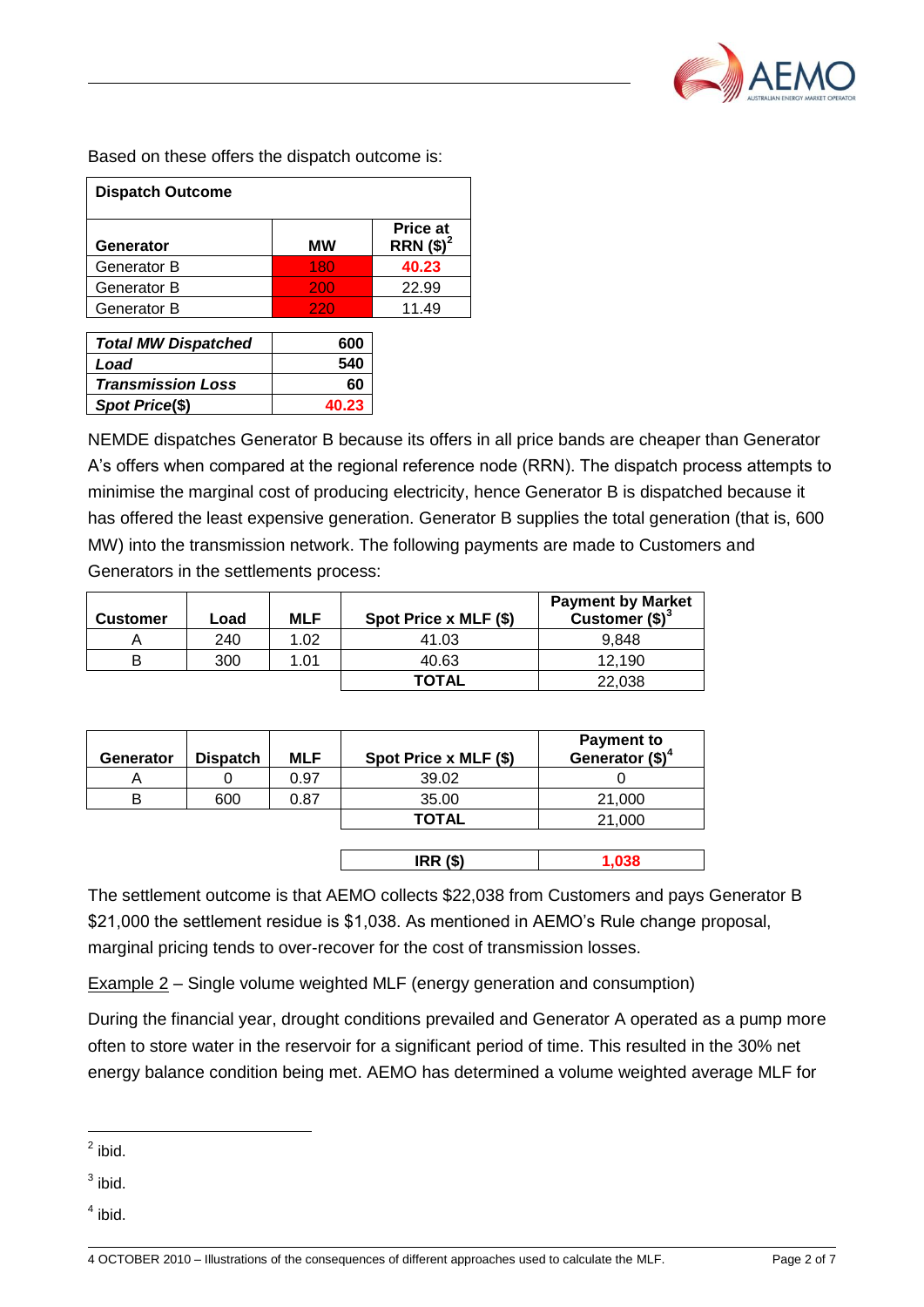Based on these offers the dispatch outcome is:

| Dispatch Outcome | | |
|---|---|---|
| **Generator** | **MW** | **Price at RRN ($)**[2] |
| Generator B | 180 | 40.23 |
| Generator B | 200 | 22.99 |
| Generator B | 220 | 11.49 |

| | |
|---|---|
| ***Total MW Dispatched*** | **600** |
| ***Load*** | **540** |
| ***Transmission Loss*** | **60** |
| ***Spot Price($)*** | **40.23** |

NEMDE dispatches Generator B because its offers in all price bands are cheaper than Generator A's offers when compared at the regional reference node (RRN). The dispatch process attempts to minimise the marginal cost of producing electricity, hence Generator B is dispatched because it has offered the least expensive generation. Generator B supplies the total generation (that is, 600 MW) into the transmission network. The following payments are made to Customers and Generators in the settlements process:

| Customer | Load | MLF | Spot Price x MLF ($) | Payment by Market Customer ($)[3] |
|---|---|---|---|---|
| A | 240 | 1.02 | 41.03 | 9,848 |
| B | 300 | 1.01 | 40.63 | 12,190 |
| | | | **TOTAL** | 22,038 |

| Generator | Dispatch | MLF | Spot Price x MLF ($) | Payment to Generator ($)[4] |
|---|---|---|---|---|
| A | 0 | 0.97 | 39.02 | 0 |
| B | 600 | 0.87 | 35.00 | 21,000 |
| | | | **TOTAL** | 21,000 |
| | | | **IRR ($)** | **1,038** |

The settlement outcome is that AEMO collects $22,038 from Customers and pays Generator B $21,000 the settlement residue is $1,038. As mentioned in AEMO's Rule change proposal, marginal pricing tends to over-recover for the cost of transmission losses.

Example 2 – Single volume weighted MLF (energy generation and consumption)

During the financial year, drought conditions prevailed and Generator A operated as a pump more often to store water in the reservoir for a significant period of time. This resulted in the 30% net energy balance condition being met. AEMO has determined a volume weighted average MLF for

[2] ibid.

[3] ibid.

[4] ibid.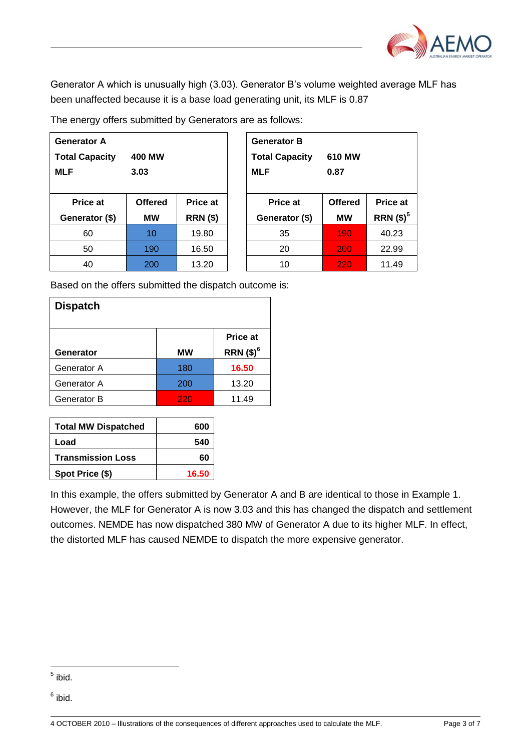Generator A which is unusually high (3.03). Generator B's volume weighted average MLF has been unaffected because it is a base load generating unit, its MLF is 0.87

The energy offers submitted by Generators are as follows:

| **Generator A** | | |
|---|---|---|
| **Total Capacity** | **400 MW** | |
| **MLF** | **3.03** | |
| **Price at Generator ($)** | **Offered MW** | **Price at RRN ($)** |
| 60 | 10 | 19.80 |
| 50 | 190 | 16.50 |
| 40 | 200 | 13.20 |

| **Generator B** | | |
|---|---|---|
| **Total Capacity** | **610 MW** | |
| **MLF** | **0.87** | |
| **Price at Generator ($)** | **Offered MW** | **Price at RRN ($)**[5] |
| 35 | 190 | 40.23 |
| 20 | 200 | 22.99 |
| 10 | 220 | 11.49 |

Based on the offers submitted the dispatch outcome is:

| **Dispatch** | | |
|---|---|---|
| **Generator** | **MW** | **Price at RRN ($)**[6] |
| Generator A | 180 | **16.50** |
| Generator A | 200 | 13.20 |
| Generator B | 220 | 11.49 |

| | |
|---|---|
| **Total MW Dispatched** | **600** |
| **Load** | **540** |
| **Transmission Loss** | **60** |
| **Spot Price ($)** | **16.50** |

In this example, the offers submitted by Generator A and B are identical to those in Example 1. However, the MLF for Generator A is now 3.03 and this has changed the dispatch and settlement outcomes. NEMDE has now dispatched 380 MW of Generator A due to its higher MLF. In effect, the distorted MLF has caused NEMDE to dispatch the more expensive generator.

[5] ibid.

[6] ibid.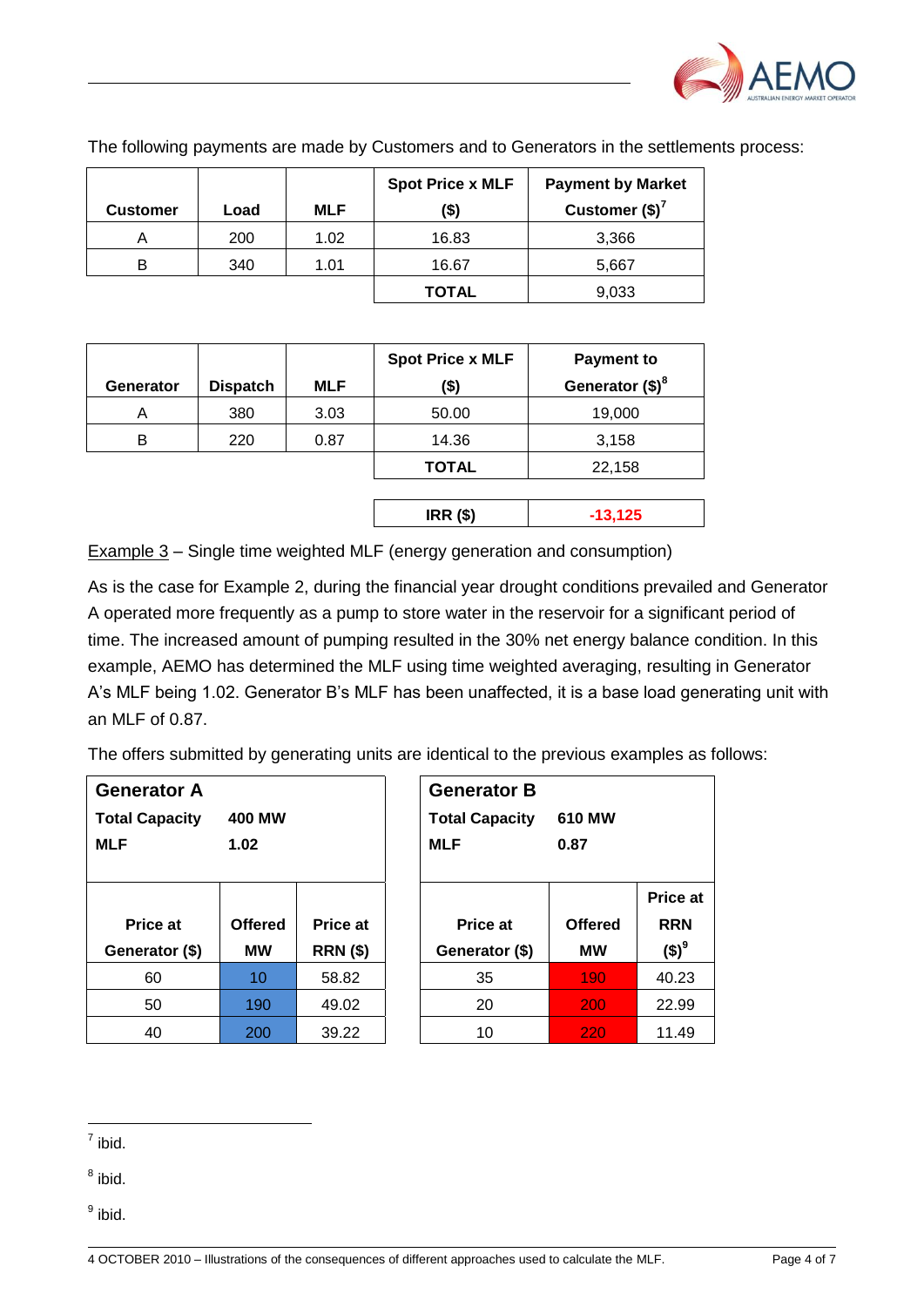The following payments are made by Customers and to Generators in the settlements process:

| Customer | Load | MLF | Spot Price x MLF ($) | Payment by Market Customer ($)[7] |
|---|---|---|---|---|
| A | 200 | 1.02 | 16.83 | 3,366 |
| B | 340 | 1.01 | 16.67 | 5,667 |
| | | | **TOTAL** | 9,033 |

| Generator | Dispatch | MLF | Spot Price x MLF ($) | Payment to Generator ($)[8] |
|---|---|---|---|---|
| A | 380 | 3.03 | 50.00 | 19,000 |
| B | 220 | 0.87 | 14.36 | 3,158 |
| | | | **TOTAL** | 22,158 |

| **IRR ($)** | -13,125 |
|---|---|

Example 3 – Single time weighted MLF (energy generation and consumption)

As is the case for Example 2, during the financial year drought conditions prevailed and Generator A operated more frequently as a pump to store water in the reservoir for a significant period of time. The increased amount of pumping resulted in the 30% net energy balance condition. In this example, AEMO has determined the MLF using time weighted averaging, resulting in Generator A's MLF being 1.02. Generator B's MLF has been unaffected, it is a base load generating unit with an MLF of 0.87.

The offers submitted by generating units are identical to the previous examples as follows:

**Generator A**

**Total Capacity** **400 MW**

**MLF** **1.02**

| Price at Generator ($) | Offered MW | Price at RRN ($) |
|---|---|---|
| 60 | 10 | 58.82 |
| 50 | 190 | 49.02 |
| 40 | 200 | 39.22 |

**Generator B**

**Total Capacity** **610 MW**

**MLF** **0.87**

| Price at Generator ($) | Offered MW | Price at RRN ($)[9] |
|---|---|---|
| 35 | 190 | 40.23 |
| 20 | 200 | 22.99 |
| 10 | 220 | 11.49 |

[7] ibid.

[8] ibid.

[9] ibid.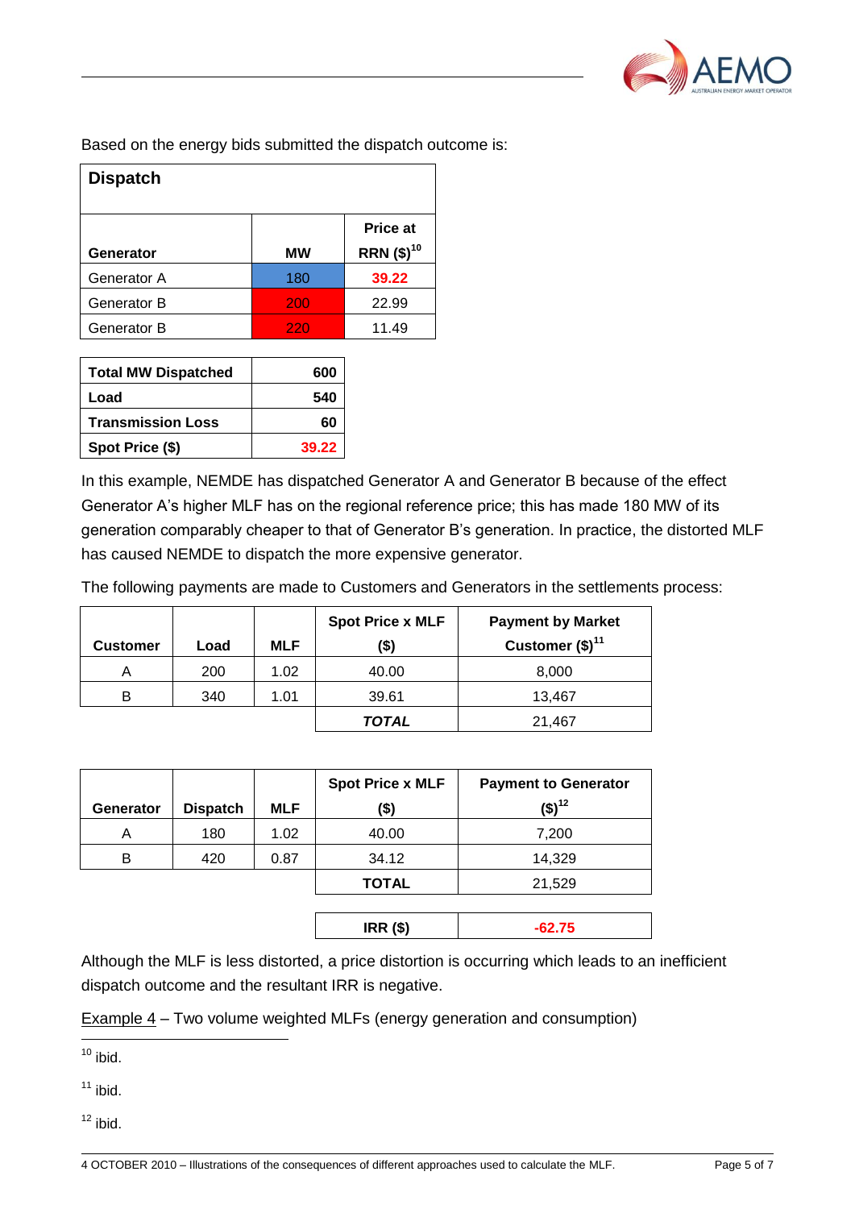Based on the energy bids submitted the dispatch outcome is:

| Dispatch | | |
|---|---|---|
| **Generator** | **MW** | **Price at RRN ($)[10]** |
| Generator A | 180 | 39.22 |
| Generator B | 200 | 22.99 |
| Generator B | 220 | 11.49 |

| | |
|---|---|
| **Total MW Dispatched** | **600** |
| **Load** | **540** |
| **Transmission Loss** | **60** |
| **Spot Price ($)** | **39.22** |

In this example, NEMDE has dispatched Generator A and Generator B because of the effect Generator A's higher MLF has on the regional reference price; this has made 180 MW of its generation comparably cheaper to that of Generator B's generation. In practice, the distorted MLF has caused NEMDE to dispatch the more expensive generator.

The following payments are made to Customers and Generators in the settlements process:

| Customer | Load | MLF | Spot Price x MLF ($) | Payment by Market Customer ($)[11] |
|---|---|---|---|---|
| A | 200 | 1.02 | 40.00 | 8,000 |
| B | 340 | 1.01 | 39.61 | 13,467 |
| | | | ***TOTAL*** | 21,467 |

| Generator | Dispatch | MLF | Spot Price x MLF ($) | Payment to Generator ($)[12] |
|---|---|---|---|---|
| A | 180 | 1.02 | 40.00 | 7,200 |
| B | 420 | 0.87 | 34.12 | 14,329 |
| | | | **TOTAL** | 21,529 |
| | | | **IRR ($)** | **-62.75** |

Although the MLF is less distorted, a price distortion is occurring which leads to an inefficient dispatch outcome and the resultant IRR is negative.

Example 4 – Two volume weighted MLFs (energy generation and consumption)

[10] ibid.

[11] ibid.

[12] ibid.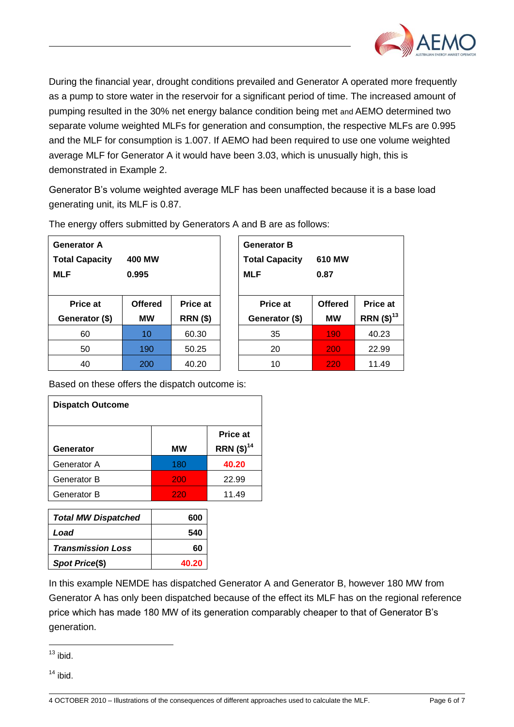During the financial year, drought conditions prevailed and Generator A operated more frequently as a pump to store water in the reservoir for a significant period of time. The increased amount of pumping resulted in the 30% net energy balance condition being met and AEMO determined two separate volume weighted MLFs for generation and consumption, the respective MLFs are 0.995 and the MLF for consumption is 1.007. If AEMO had been required to use one volume weighted average MLF for Generator A it would have been 3.03, which is unusually high, this is demonstrated in Example 2.

Generator B's volume weighted average MLF has been unaffected because it is a base load generating unit, its MLF is 0.87.

The energy offers submitted by Generators A and B are as follows:

| **Generator A** | | |
|---|---|---|
| **Total Capacity** | **400 MW** | |
| **MLF** | **0.995** | |
| **Price at Generator ($)** | **Offered MW** | **Price at RRN ($)** |
| 60 | 10 | 60.30 |
| 50 | 190 | 50.25 |
| 40 | 200 | 40.20 |

| **Generator B** | | |
|---|---|---|
| **Total Capacity** | **610 MW** | |
| **MLF** | **0.87** | |
| **Price at Generator ($)** | **Offered MW** | **Price at RRN ($)**[13] |
| 35 | 190 | 40.23 |
| 20 | 200 | 22.99 |
| 10 | 220 | 11.49 |

Based on these offers the dispatch outcome is:

| **Dispatch Outcome** | | |
|---|---|---|
| **Generator** | **MW** | **Price at RRN ($)**[14] |
| Generator A | 180 | 40.20 |
| Generator B | 200 | 22.99 |
| Generator B | 220 | 11.49 |

| | |
|---|---|
| ***Total MW Dispatched*** | **600** |
| ***Load*** | **540** |
| ***Transmission Loss*** | **60** |
| ***Spot Price($)*** | **40.20** |

In this example NEMDE has dispatched Generator A and Generator B, however 180 MW from Generator A has only been dispatched because of the effect its MLF has on the regional reference price which has made 180 MW of its generation comparably cheaper to that of Generator B's generation.

---

[13] ibid.

[14] ibid.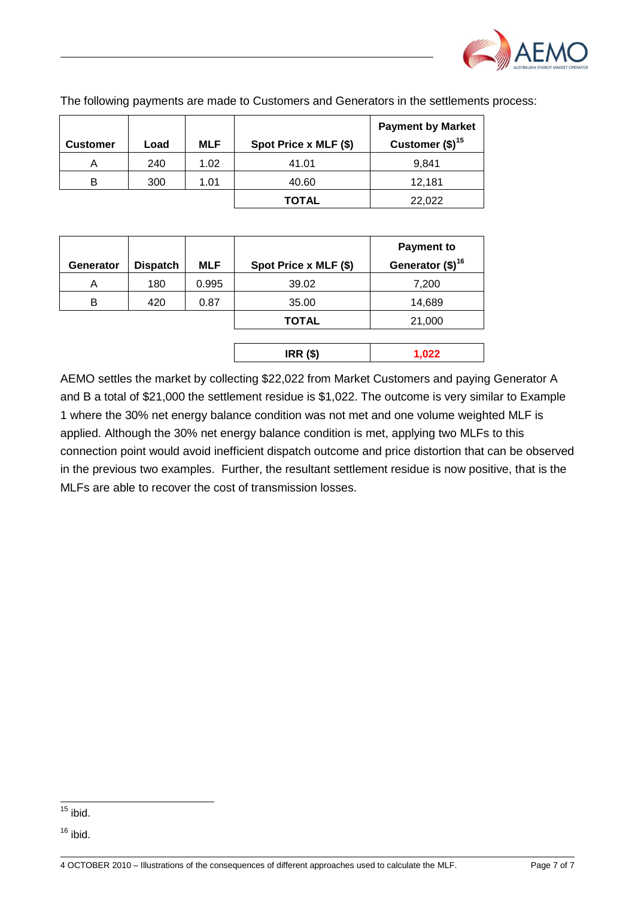The following payments are made to Customers and Generators in the settlements process:

| Customer | Load | MLF | Spot Price x MLF ($) | Payment by Market Customer ($)[15] |
|---|---|---|---|---|
| A | 240 | 1.02 | 41.01 | 9,841 |
| B | 300 | 1.01 | 40.60 | 12,181 |
| | | | **TOTAL** | 22,022 |

| Generator | Dispatch | MLF | Spot Price x MLF ($) | Payment to Generator ($)[16] |
|---|---|---|---|---|
| A | 180 | 0.995 | 39.02 | 7,200 |
| B | 420 | 0.87 | 35.00 | 14,689 |
| | | | **TOTAL** | 21,000 |
| | | | | |
| | | | **IRR ($)** | 1,022 |

AEMO settles the market by collecting $22,022 from Market Customers and paying Generator A and B a total of $21,000 the settlement residue is $1,022. The outcome is very similar to Example 1 where the 30% net energy balance condition was not met and one volume weighted MLF is applied. Although the 30% net energy balance condition is met, applying two MLFs to this connection point would avoid inefficient dispatch outcome and price distortion that can be observed in the previous two examples. Further, the resultant settlement residue is now positive, that is the MLFs are able to recover the cost of transmission losses.

[15] ibid.

[16] ibid.